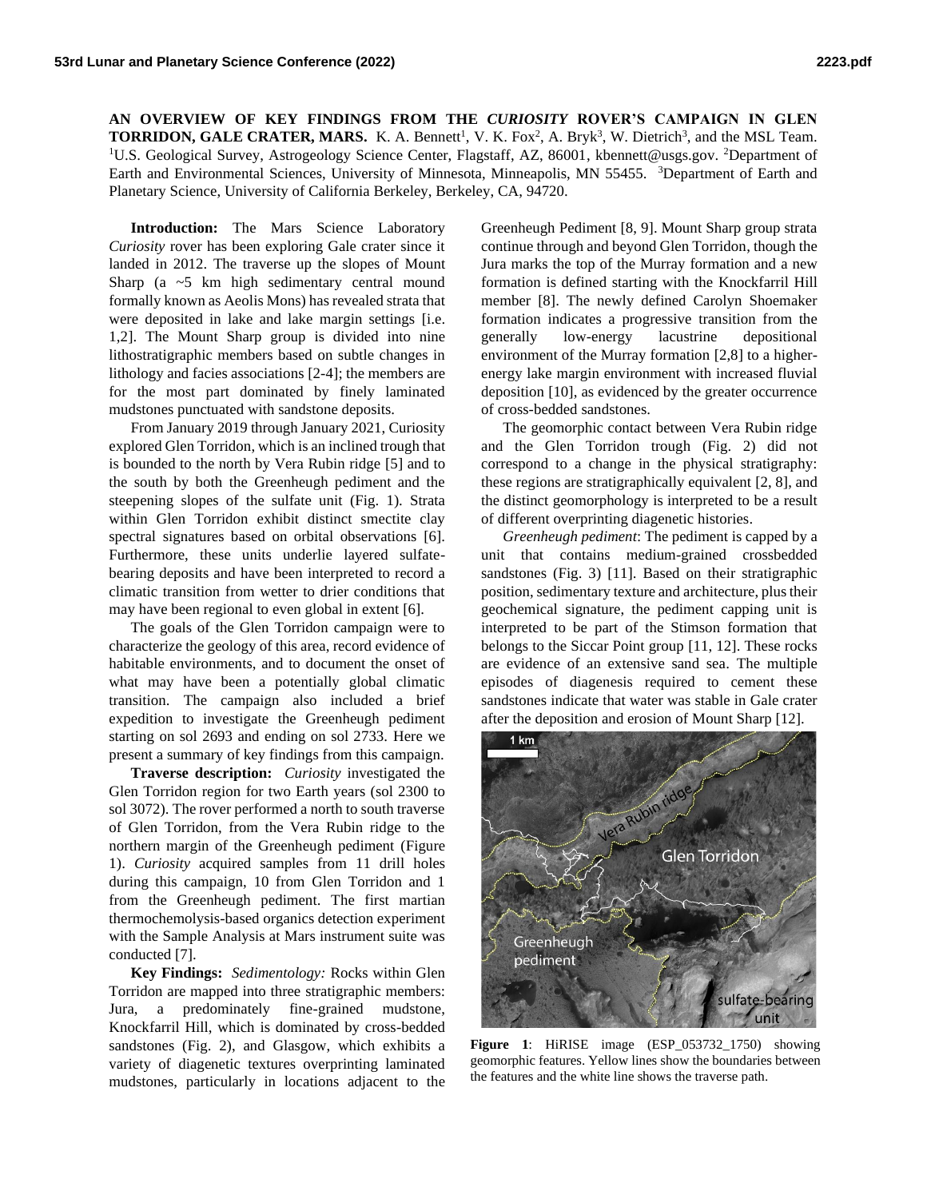# AN OVERVIEW OF KEY FINDINGS FROM THE *CURIOSITY* ROVER'S CAMPAIGN IN GLEN TORRIDON, GALE CRATER, MARS.

K. A. Bennett[1], V. K. Fox[2], A. Bryk[3], W. Dietrich[3], and the MSL Team. [1]U.S. Geological Survey, Astrogeology Science Center, Flagstaff, AZ, 86001, kbennett@usgs.gov. [2]Department of Earth and Environmental Sciences, University of Minnesota, Minneapolis, MN 55455. [3]Department of Earth and Planetary Science, University of California Berkeley, Berkeley, CA, 94720.

**Introduction:** The Mars Science Laboratory *Curiosity* rover has been exploring Gale crater since it landed in 2012. The traverse up the slopes of Mount Sharp (a ~5 km high sedimentary central mound formally known as Aeolis Mons) has revealed strata that were deposited in lake and lake margin settings [i.e. 1,2]. The Mount Sharp group is divided into nine lithostratigraphic members based on subtle changes in lithology and facies associations [2-4]; the members are for the most part dominated by finely laminated mudstones punctuated with sandstone deposits.

From January 2019 through January 2021, Curiosity explored Glen Torridon, which is an inclined trough that is bounded to the north by Vera Rubin ridge [5] and to the south by both the Greenheugh pediment and the steepening slopes of the sulfate unit (Fig. 1). Strata within Glen Torridon exhibit distinct smectite clay spectral signatures based on orbital observations [6]. Furthermore, these units underlie layered sulfate-bearing deposits and have been interpreted to record a climatic transition from wetter to drier conditions that may have been regional to even global in extent [6].

The goals of the Glen Torridon campaign were to characterize the geology of this area, record evidence of habitable environments, and to document the onset of what may have been a potentially global climatic transition. The campaign also included a brief expedition to investigate the Greenheugh pediment starting on sol 2693 and ending on sol 2733. Here we present a summary of key findings from this campaign.

**Traverse description:** *Curiosity* investigated the Glen Torridon region for two Earth years (sol 2300 to sol 3072). The rover performed a north to south traverse of Glen Torridon, from the Vera Rubin ridge to the northern margin of the Greenheugh pediment (Figure 1). *Curiosity* acquired samples from 11 drill holes during this campaign, 10 from Glen Torridon and 1 from the Greenheugh pediment. The first martian thermochemolysis-based organics detection experiment with the Sample Analysis at Mars instrument suite was conducted [7].

**Key Findings:** *Sedimentology:* Rocks within Glen Torridon are mapped into three stratigraphic members: Jura, a predominately fine-grained mudstone, Knockfarril Hill, which is dominated by cross-bedded sandstones (Fig. 2), and Glasgow, which exhibits a variety of diagenetic textures overprinting laminated mudstones, particularly in locations adjacent to the Greenheugh Pediment [8, 9]. Mount Sharp group strata continue through and beyond Glen Torridon, though the Jura marks the top of the Murray formation and a new formation is defined starting with the Knockfarril Hill member [8]. The newly defined Carolyn Shoemaker formation indicates a progressive transition from the generally low-energy lacustrine depositional environment of the Murray formation [2,8] to a higher-energy lake margin environment with increased fluvial deposition [10], as evidenced by the greater occurrence of cross-bedded sandstones.

The geomorphic contact between Vera Rubin ridge and the Glen Torridon trough (Fig. 2) did not correspond to a change in the physical stratigraphy: these regions are stratigraphically equivalent [2, 8], and the distinct geomorphology is interpreted to be a result of different overprinting diagenetic histories.

*Greenheugh pediment*: The pediment is capped by a unit that contains medium-grained crossbedded sandstones (Fig. 3) [11]. Based on their stratigraphic position, sedimentary texture and architecture, plus their geochemical signature, the pediment capping unit is interpreted to be part of the Stimson formation that belongs to the Siccar Point group [11, 12]. These rocks are evidence of an extensive sand sea. The multiple episodes of diagenesis required to cement these sandstones indicate that water was stable in Gale crater after the deposition and erosion of Mount Sharp [12].

**Figure 1**: HiRISE image (ESP_053732_1750) showing geomorphic features. Yellow lines show the boundaries between the features and the white line shows the traverse path.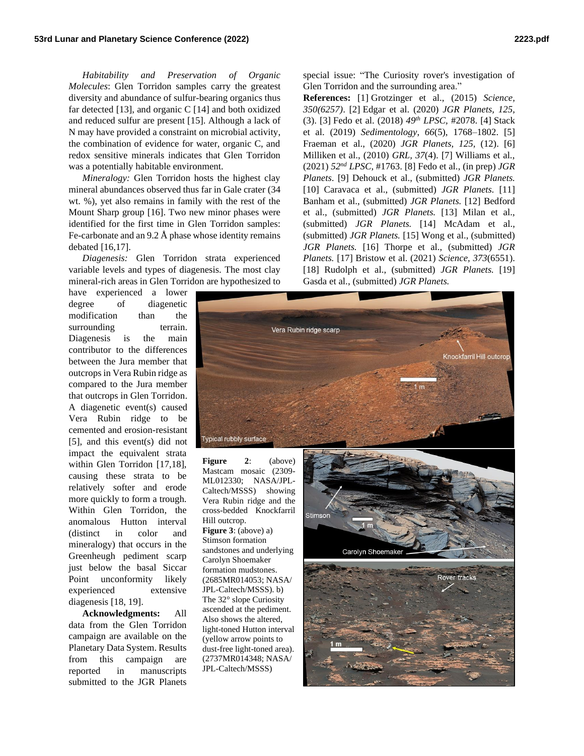*Habitability and Preservation of Organic Molecules*: Glen Torridon samples carry the greatest diversity and abundance of sulfur-bearing organics thus far detected [13], and organic C [14] and both oxidized and reduced sulfur are present [15]. Although a lack of N may have provided a constraint on microbial activity, the combination of evidence for water, organic C, and redox sensitive minerals indicates that Glen Torridon was a potentially habitable environment.

*Mineralogy:* Glen Torridon hosts the highest clay mineral abundances observed thus far in Gale crater (34 wt. %), yet also remains in family with the rest of the Mount Sharp group [16]. Two new minor phases were identified for the first time in Glen Torridon samples: Fe-carbonate and an 9.2 Å phase whose identity remains debated [16,17].

*Diagenesis:* Glen Torridon strata experienced variable levels and types of diagenesis. The most clay mineral-rich areas in Glen Torridon are hypothesized to have experienced a lower degree of diagenetic modification than the surrounding terrain. Diagenesis is the main contributor to the differences between the Jura member that outcrops in Vera Rubin ridge as compared to the Jura member that outcrops in Glen Torridon. A diagenetic event(s) caused Vera Rubin ridge to be cemented and erosion-resistant [5], and this event(s) did not impact the equivalent strata within Glen Torridon [17,18], causing these strata to be relatively softer and erode more quickly to form a trough. Within Glen Torridon, the anomalous Hutton interval (distinct in color and mineralogy) that occurs in the Greenheugh pediment scarp just below the basal Siccar Point unconformity likely experienced extensive diagenesis [18, 19].

**Acknowledgments:** All data from the Glen Torridon campaign are available on the Planetary Data System. Results from this campaign are reported in manuscripts submitted to the JGR Planets special issue: "The Curiosity rover's investigation of Glen Torridon and the surrounding area."

**References:** [1] Grotzinger et al., (2015) *Science, 350(6257)*. [2] Edgar et al. (2020) *JGR Planets, 125*, (3). [3] Fedo et al. (2018) *49th LPSC*, #2078. [4] Stack et al. (2019) *Sedimentology*, *66*(5), 1768–1802. [5] Fraeman et al., (2020) *JGR Planets, 125*, (12). [6] Milliken et al., (2010) *GRL, 37*(4). [7] Williams et al., (2021) *52nd LPSC*, #1763. [8] Fedo et al., (in prep) *JGR Planets*. [9] Dehouck et al., (submitted) *JGR Planets.* [10] Caravaca et al., (submitted) *JGR Planets.* [11] Banham et al., (submitted) *JGR Planets.* [12] Bedford et al., (submitted) *JGR Planets.* [13] Milan et al., (submitted) *JGR Planets.* [14] McAdam et al., (submitted) *JGR Planets.* [15] Wong et al., (submitted) *JGR Planets.* [16] Thorpe et al., (submitted) *JGR Planets.* [17] Bristow et al. (2021) *Science, 373*(6551). [18] Rudolph et al., (submitted) *JGR Planets.* [19] Gasda et al., (submitted) *JGR Planets.*

Vera Rubin ridge scarp
Knockfarril Hill outcrop
1 m
Typical rubbly surface

**Figure 2**: (above) Mastcam mosaic (2309-ML012330; NASA/JPL-Caltech/MSSS) showing Vera Rubin ridge and the cross-bedded Knockfarril Hill outcrop.

Stimson
1 m
Carolyn Shoemaker
Rover tracks
1 m

**Figure 3**: (above) a) Stimson formation sandstones and underlying Carolyn Shoemaker formation mudstones. (2685MR014053; NASA/JPL-Caltech/MSSS). b) The 32° slope Curiosity ascended at the pediment. Also shows the altered, light-toned Hutton interval (yellow arrow points to dust-free light-toned area). (2737MR014348; NASA/JPL-Caltech/MSSS)